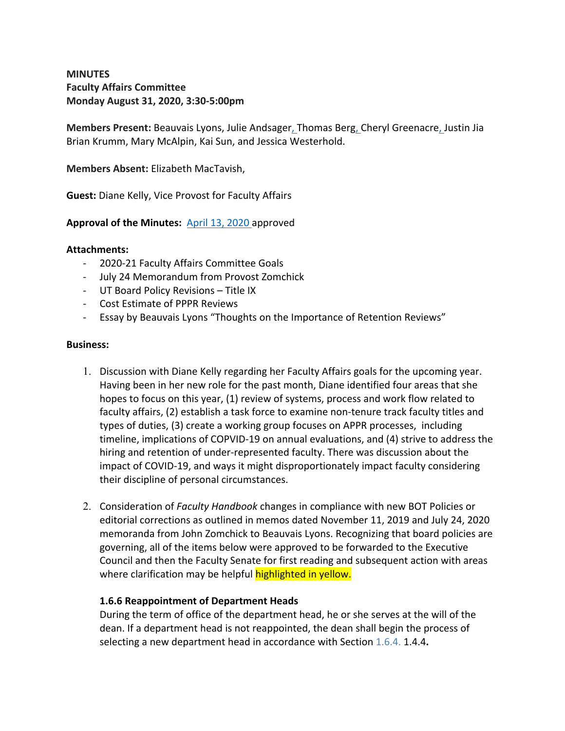**MINUTES**
**Faculty Affairs Committee**
**Monday August 31, 2020, 3:30-5:00pm**

**Members Present:** Beauvais Lyons, Julie Andsager, Thomas Berg, Cheryl Greenacre, Justin Jia Brian Krumm, Mary McAlpin, Kai Sun, and Jessica Westerhold.

**Members Absent:** Elizabeth MacTavish,

**Guest:** Diane Kelly, Vice Provost for Faculty Affairs

**Approval of the Minutes:** April 13, 2020 approved

**Attachments:**

- 2020-21 Faculty Affairs Committee Goals
- July 24 Memorandum from Provost Zomchick
- UT Board Policy Revisions – Title IX
- Cost Estimate of PPPR Reviews
- Essay by Beauvais Lyons "Thoughts on the Importance of Retention Reviews"

**Business:**

1. Discussion with Diane Kelly regarding her Faculty Affairs goals for the upcoming year. Having been in her new role for the past month, Diane identified four areas that she hopes to focus on this year, (1) review of systems, process and work flow related to faculty affairs, (2) establish a task force to examine non-tenure track faculty titles and types of duties, (3) create a working group focuses on APPR processes, including timeline, implications of COPVID-19 on annual evaluations, and (4) strive to address the hiring and retention of under-represented faculty. There was discussion about the impact of COVID-19, and ways it might disproportionately impact faculty considering their discipline of personal circumstances.

2. Consideration of *Faculty Handbook* changes in compliance with new BOT Policies or editorial corrections as outlined in memos dated November 11, 2019 and July 24, 2020 memoranda from John Zomchick to Beauvais Lyons. Recognizing that board policies are governing, all of the items below were approved to be forwarded to the Executive Council and then the Faculty Senate for first reading and subsequent action with areas where clarification may be helpful highlighted in yellow.

   **1.6.6 Reappointment of Department Heads**
   During the term of office of the department head, he or she serves at the will of the dean. If a department head is not reappointed, the dean shall begin the process of selecting a new department head in accordance with Section 1.6.4. 1.4.4**.**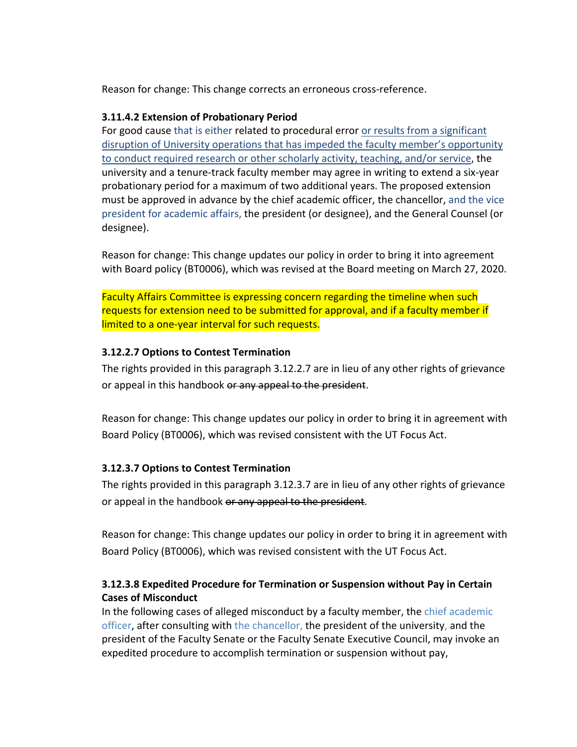Reason for change: This change corrects an erroneous cross-reference.

**3.11.4.2 Extension of Probationary Period**

For good cause that is either related to procedural error or results from a significant disruption of University operations that has impeded the faculty member's opportunity to conduct required research or other scholarly activity, teaching, and/or service, the university and a tenure-track faculty member may agree in writing to extend a six-year probationary period for a maximum of two additional years. The proposed extension must be approved in advance by the chief academic officer, the chancellor, and the vice president for academic affairs, the president (or designee), and the General Counsel (or designee).

Reason for change: This change updates our policy in order to bring it into agreement with Board policy (BT0006), which was revised at the Board meeting on March 27, 2020.

Faculty Affairs Committee is expressing concern regarding the timeline when such requests for extension need to be submitted for approval, and if a faculty member if limited to a one-year interval for such requests.

**3.12.2.7 Options to Contest Termination**

The rights provided in this paragraph 3.12.2.7 are in lieu of any other rights of grievance or appeal in this handbook ~~or any appeal to the president~~.

Reason for change: This change updates our policy in order to bring it in agreement with Board Policy (BT0006), which was revised consistent with the UT Focus Act.

**3.12.3.7 Options to Contest Termination**

The rights provided in this paragraph 3.12.3.7 are in lieu of any other rights of grievance or appeal in the handbook ~~or any appeal to the president~~.

Reason for change: This change updates our policy in order to bring it in agreement with Board Policy (BT0006), which was revised consistent with the UT Focus Act.

**3.12.3.8 Expedited Procedure for Termination or Suspension without Pay in Certain Cases of Misconduct**

In the following cases of alleged misconduct by a faculty member, the chief academic officer, after consulting with the chancellor, the president of the university, and the president of the Faculty Senate or the Faculty Senate Executive Council, may invoke an expedited procedure to accomplish termination or suspension without pay,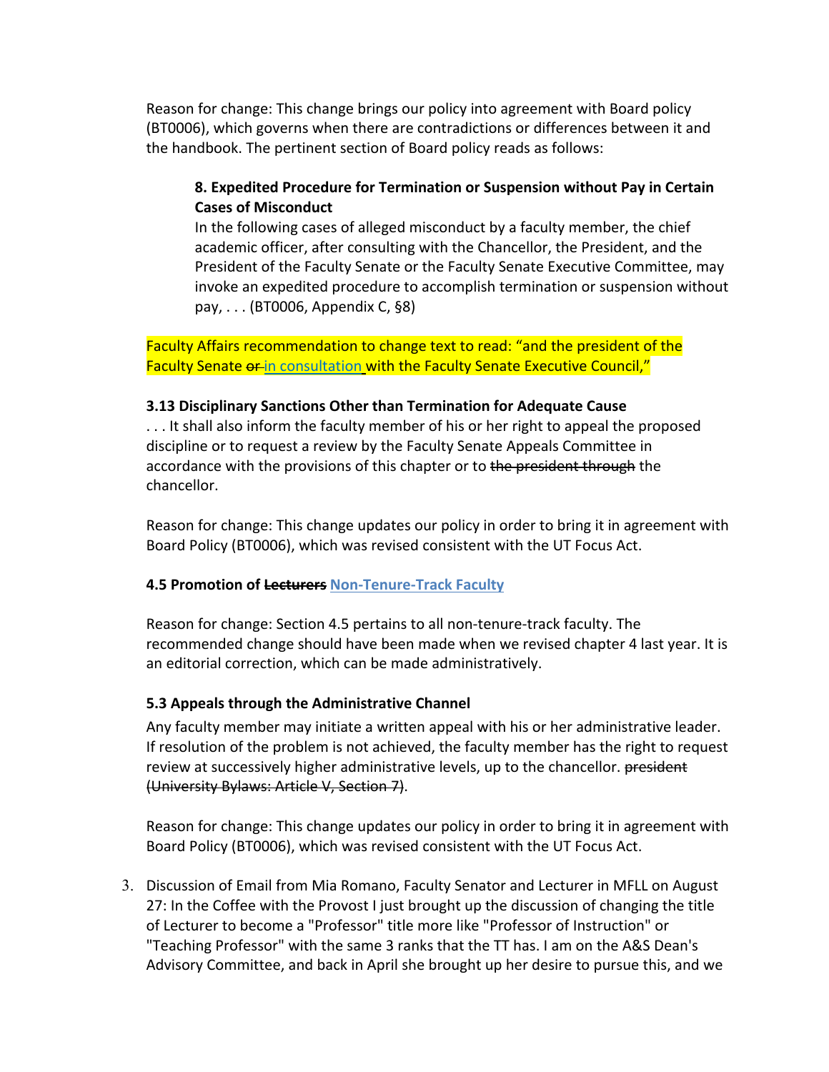Reason for change: This change brings our policy into agreement with Board policy (BT0006), which governs when there are contradictions or differences between it and the handbook. The pertinent section of Board policy reads as follows:

> **8. Expedited Procedure for Termination or Suspension without Pay in Certain Cases of Misconduct**
> In the following cases of alleged misconduct by a faculty member, the chief academic officer, after consulting with the Chancellor, the President, and the President of the Faculty Senate or the Faculty Senate Executive Committee, may invoke an expedited procedure to accomplish termination or suspension without pay, . . . (BT0006, Appendix C, §8)

Faculty Affairs recommendation to change text to read: "and the president of the Faculty Senate ~~or~~ in consultation with the Faculty Senate Executive Council,"

**3.13 Disciplinary Sanctions Other than Termination for Adequate Cause**

. . . It shall also inform the faculty member of his or her right to appeal the proposed discipline or to request a review by the Faculty Senate Appeals Committee in accordance with the provisions of this chapter or to ~~the president through~~ the chancellor.

Reason for change: This change updates our policy in order to bring it in agreement with Board Policy (BT0006), which was revised consistent with the UT Focus Act.

**4.5 Promotion of ~~Lecturers~~ Non-Tenure-Track Faculty**

Reason for change: Section 4.5 pertains to all non-tenure-track faculty. The recommended change should have been made when we revised chapter 4 last year. It is an editorial correction, which can be made administratively.

**5.3 Appeals through the Administrative Channel**

Any faculty member may initiate a written appeal with his or her administrative leader. If resolution of the problem is not achieved, the faculty member has the right to request review at successively higher administrative levels, up to the chancellor. ~~president (University Bylaws: Article V, Section 7)~~.

Reason for change: This change updates our policy in order to bring it in agreement with Board Policy (BT0006), which was revised consistent with the UT Focus Act.

3. Discussion of Email from Mia Romano, Faculty Senator and Lecturer in MFLL on August 27: In the Coffee with the Provost I just brought up the discussion of changing the title of Lecturer to become a "Professor" title more like "Professor of Instruction" or "Teaching Professor" with the same 3 ranks that the TT has. I am on the A&S Dean's Advisory Committee, and back in April she brought up her desire to pursue this, and we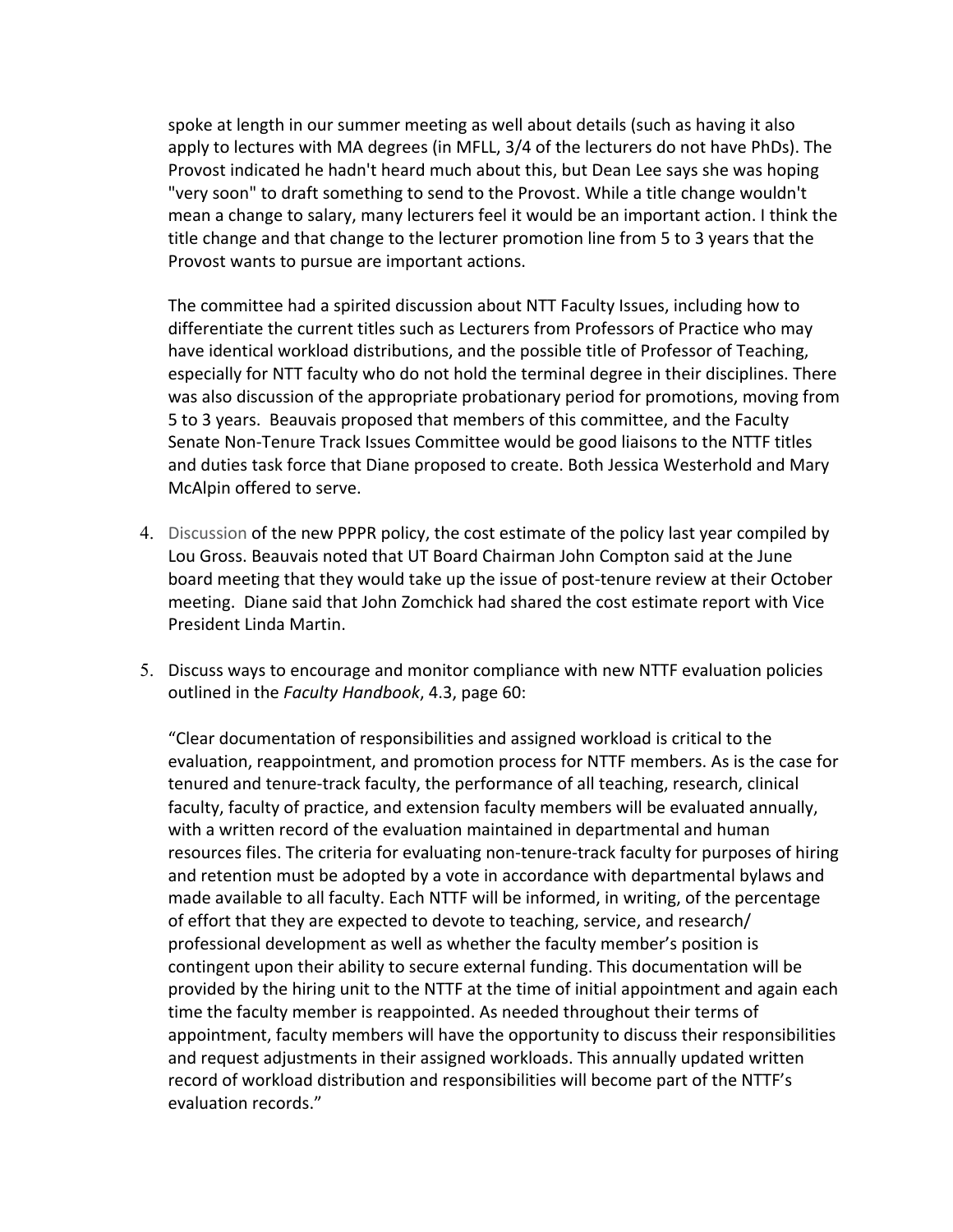spoke at length in our summer meeting as well about details (such as having it also apply to lectures with MA degrees (in MFLL, 3/4 of the lecturers do not have PhDs). The Provost indicated he hadn't heard much about this, but Dean Lee says she was hoping "very soon" to draft something to send to the Provost. While a title change wouldn't mean a change to salary, many lecturers feel it would be an important action. I think the title change and that change to the lecturer promotion line from 5 to 3 years that the Provost wants to pursue are important actions.

The committee had a spirited discussion about NTT Faculty Issues, including how to differentiate the current titles such as Lecturers from Professors of Practice who may have identical workload distributions, and the possible title of Professor of Teaching, especially for NTT faculty who do not hold the terminal degree in their disciplines. There was also discussion of the appropriate probationary period for promotions, moving from 5 to 3 years. Beauvais proposed that members of this committee, and the Faculty Senate Non-Tenure Track Issues Committee would be good liaisons to the NTTF titles and duties task force that Diane proposed to create. Both Jessica Westerhold and Mary McAlpin offered to serve.

4. Discussion of the new PPPR policy, the cost estimate of the policy last year compiled by Lou Gross. Beauvais noted that UT Board Chairman John Compton said at the June board meeting that they would take up the issue of post-tenure review at their October meeting. Diane said that John Zomchick had shared the cost estimate report with Vice President Linda Martin.

5. Discuss ways to encourage and monitor compliance with new NTTF evaluation policies outlined in the *Faculty Handbook*, 4.3, page 60:

   "Clear documentation of responsibilities and assigned workload is critical to the evaluation, reappointment, and promotion process for NTTF members. As is the case for tenured and tenure-track faculty, the performance of all teaching, research, clinical faculty, faculty of practice, and extension faculty members will be evaluated annually, with a written record of the evaluation maintained in departmental and human resources files. The criteria for evaluating non-tenure-track faculty for purposes of hiring and retention must be adopted by a vote in accordance with departmental bylaws and made available to all faculty. Each NTTF will be informed, in writing, of the percentage of effort that they are expected to devote to teaching, service, and research/ professional development as well as whether the faculty member's position is contingent upon their ability to secure external funding. This documentation will be provided by the hiring unit to the NTTF at the time of initial appointment and again each time the faculty member is reappointed. As needed throughout their terms of appointment, faculty members will have the opportunity to discuss their responsibilities and request adjustments in their assigned workloads. This annually updated written record of workload distribution and responsibilities will become part of the NTTF's evaluation records."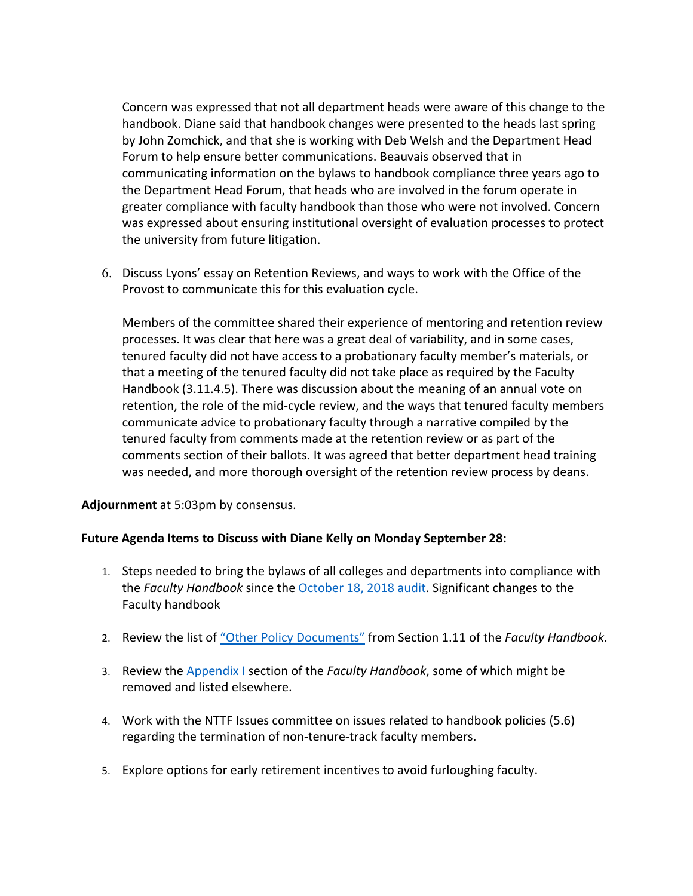Concern was expressed that not all department heads were aware of this change to the handbook. Diane said that handbook changes were presented to the heads last spring by John Zomchick, and that she is working with Deb Welsh and the Department Head Forum to help ensure better communications. Beauvais observed that in communicating information on the bylaws to handbook compliance three years ago to the Department Head Forum, that heads who are involved in the forum operate in greater compliance with faculty handbook than those who were not involved. Concern was expressed about ensuring institutional oversight of evaluation processes to protect the university from future litigation.

6. Discuss Lyons' essay on Retention Reviews, and ways to work with the Office of the Provost to communicate this for this evaluation cycle.

   Members of the committee shared their experience of mentoring and retention review processes. It was clear that here was a great deal of variability, and in some cases, tenured faculty did not have access to a probationary faculty member's materials, or that a meeting of the tenured faculty did not take place as required by the Faculty Handbook (3.11.4.5). There was discussion about the meaning of an annual vote on retention, the role of the mid-cycle review, and the ways that tenured faculty members communicate advice to probationary faculty through a narrative compiled by the tenured faculty from comments made at the retention review or as part of the comments section of their ballots. It was agreed that better department head training was needed, and more thorough oversight of the retention review process by deans.

**Adjournment** at 5:03pm by consensus.

**Future Agenda Items to Discuss with Diane Kelly on Monday September 28:**

1. Steps needed to bring the bylaws of all colleges and departments into compliance with the *Faculty Handbook* since the October 18, 2018 audit. Significant changes to the Faculty handbook

2. Review the list of "Other Policy Documents" from Section 1.11 of the *Faculty Handbook*.

3. Review the Appendix I section of the *Faculty Handbook*, some of which might be removed and listed elsewhere.

4. Work with the NTTF Issues committee on issues related to handbook policies (5.6) regarding the termination of non-tenure-track faculty members.

5. Explore options for early retirement incentives to avoid furloughing faculty.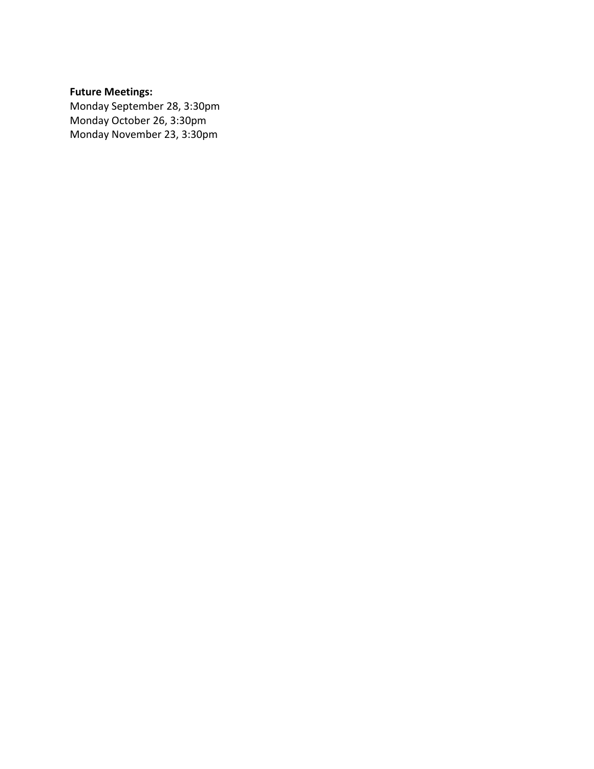**Future Meetings:**
Monday September 28, 3:30pm
Monday October 26, 3:30pm
Monday November 23, 3:30pm